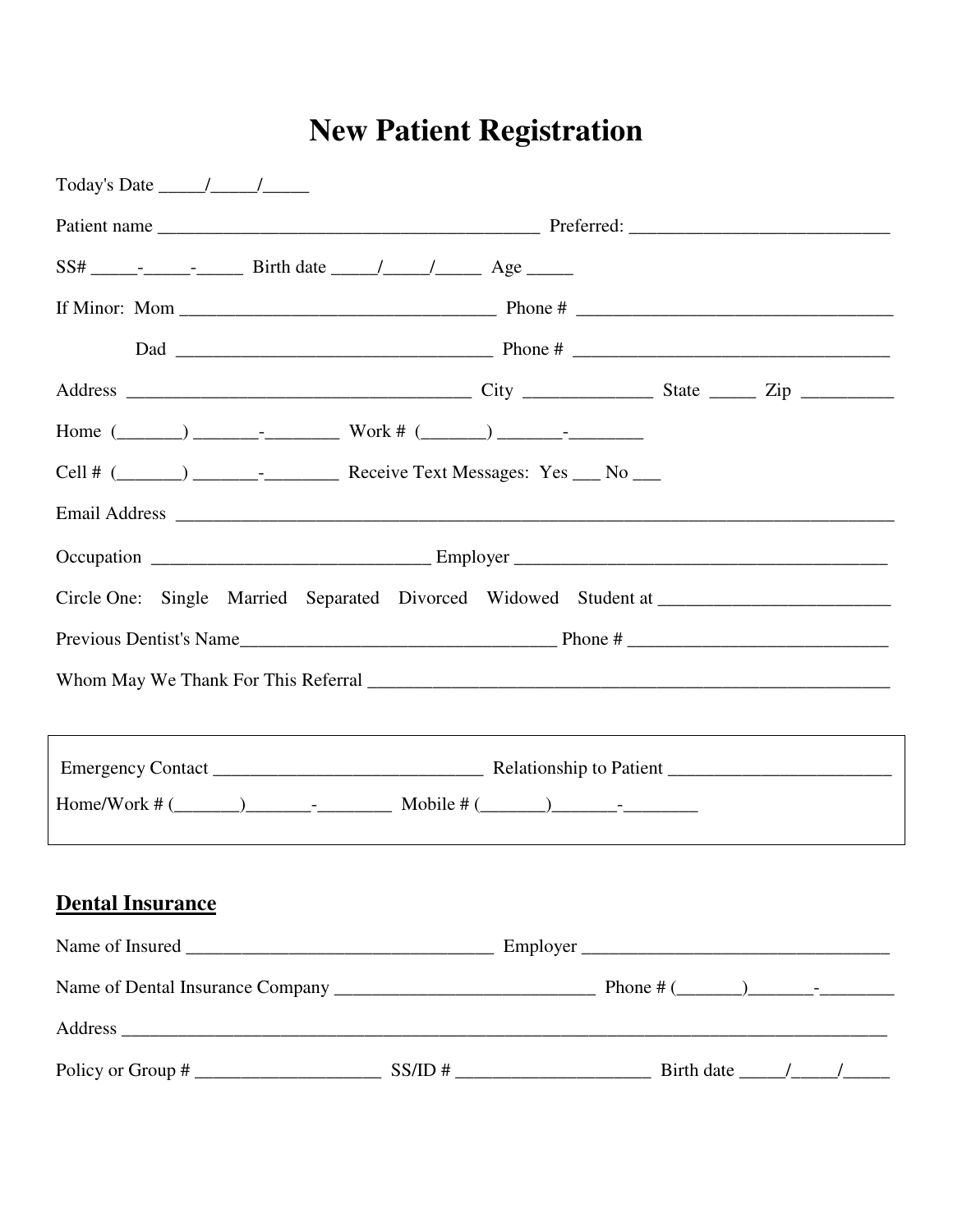# New Patient Registration

Today's Date _____/_____/_____

Patient name __________________________________________ Preferred: ____________________________

SS# _____-_____-_____ Birth date _____/_____/_____ Age _____

If Minor: Mom __________________________________ Phone # __________________________________

Dad __________________________________ Phone # __________________________________

Address ______________________________________ City ______________ State _____ Zip __________

Home (_______) _______-________ Work # (_______) _______-________

Cell # (_______) _______-________ Receive Text Messages: Yes ___ No ___

Email Address ______________________________________________________________________________

Occupation ______________________________ Employer ________________________________________

Circle One: Single Married Separated Divorced Widowed Student at _________________________

Previous Dentist's Name__________________________________ Phone # ____________________________

Whom May We Thank For This Referral ________________________________________________________

Emergency Contact _____________________________ Relationship to Patient ________________________

Home/Work # (_______)_______-________ Mobile # (_______)_______-________

## Dental Insurance

Name of Insured _________________________________ Employer _________________________________

Name of Dental Insurance Company ____________________________ Phone # (_______)_______-________

Address _____________________________________________________________________________________

Policy or Group # ____________________ SS/ID # _____________________ Birth date _____/_____/_____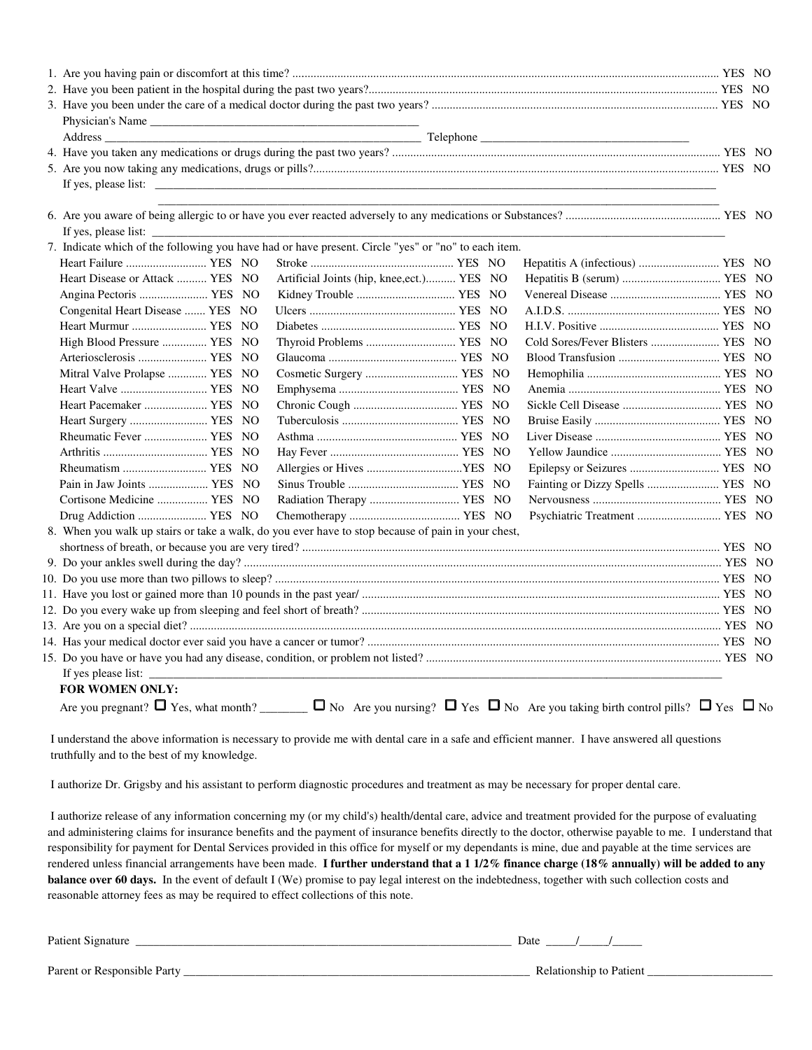1. Are you having pain or discomfort at this time? ............ YES NO
2. Have you been patient in the hospital during the past two years?............ YES NO
3. Have you been under the care of a medical doctor during the past two years? ............ YES NO

   Physician's Name ______________________________________________

   Address ______________________________________________ Telephone ________________________________

4. Have you taken any medications or drugs during the past two years? ............ YES NO
5. Are you now taking any medications, drugs or pills?............ YES NO

   If yes, please list: ______________________________________________

   ______________________________________________

6. Are you aware of being allergic to or have you ever reacted adversely to any medications or Substances? ............ YES NO

   If yes, please list: ______________________________________________

7. Indicate which of the following you have had or have present. Circle "yes" or "no" to each item.

| | | |
|---|---|---|
| Heart Failure ............ YES NO | Stroke ............ YES NO | Hepatitis A (infectious) ............ YES NO |
| Heart Disease or Attack ............ YES NO | Artificial Joints (hip, knee,ect.)............ YES NO | Hepatitis B (serum) ............ YES NO |
| Angina Pectoris ............ YES NO | Kidney Trouble ............ YES NO | Venereal Disease ............ YES NO |
| Congenital Heart Disease ............ YES NO | Ulcers ............ YES NO | A.I.D.S. ............ YES NO |
| Heart Murmur ............ YES NO | Diabetes ............ YES NO | H.I.V. Positive ............ YES NO |
| High Blood Pressure ............ YES NO | Thyroid Problems ............ YES NO | Cold Sores/Fever Blisters ............ YES NO |
| Arteriosclerosis ............ YES NO | Glaucoma ............ YES NO | Blood Transfusion ............ YES NO |
| Mitral Valve Prolapse ............ YES NO | Cosmetic Surgery ............ YES NO | Hemophilia ............ YES NO |
| Heart Valve ............ YES NO | Emphysema ............ YES NO | Anemia ............ YES NO |
| Heart Pacemaker ............ YES NO | Chronic Cough ............ YES NO | Sickle Cell Disease ............ YES NO |
| Heart Surgery ............ YES NO | Tuberculosis ............ YES NO | Bruise Easily ............ YES NO |
| Rheumatic Fever ............ YES NO | Asthma ............ YES NO | Liver Disease ............ YES NO |
| Arthritis ............ YES NO | Hay Fever ............ YES NO | Yellow Jaundice ............ YES NO |
| Rheumatism ............ YES NO | Allergies or Hives ............YES NO | Epilepsy or Seizures ............ YES NO |
| Pain in Jaw Joints ............ YES NO | Sinus Trouble ............ YES NO | Fainting or Dizzy Spells ............ YES NO |
| Cortisone Medicine ............ YES NO | Radiation Therapy ............ YES NO | Nervousness ............ YES NO |
| Drug Addiction ............ YES NO | Chemotherapy ............ YES NO | Psychiatric Treatment ............ YES NO |

8. When you walk up stairs or take a walk, do you ever have to stop because of pain in your chest, shortness of breath, or because you are very tired? ............ YES NO
9. Do your ankles swell during the day? ............ YES NO
10. Do you use more than two pillows to sleep? ............ YES NO
11. Have you lost or gained more than 10 pounds in the past year/ ............ YES NO
12. Do you every wake up from sleeping and feel short of breath? ............ YES NO
13. Are you on a special diet? ............ YES NO
14. Has your medical doctor ever said you have a cancer or tumor? ............ YES NO
15. Do you have or have you had any disease, condition, or problem not listed? ............ YES NO

    If yes please list: ______________________________________________

**FOR WOMEN ONLY:**

Are you pregnant? ☐ Yes, what month? ________ ☐ No Are you nursing? ☐ Yes ☐ No Are you taking birth control pills? ☐ Yes ☐ No

I understand the above information is necessary to provide me with dental care in a safe and efficient manner. I have answered all questions truthfully and to the best of my knowledge.

I authorize Dr. Grigsby and his assistant to perform diagnostic procedures and treatment as may be necessary for proper dental care.

I authorize release of any information concerning my (or my child's) health/dental care, advice and treatment provided for the purpose of evaluating and administering claims for insurance benefits and the payment of insurance benefits directly to the doctor, otherwise payable to me. I understand that responsibility for payment for Dental Services provided in this office for myself or my dependants is mine, due and payable at the time services are rendered unless financial arrangements have been made. **I further understand that a 1 1/2% finance charge (18% annually) will be added to any balance over 60 days.** In the event of default I (We) promise to pay legal interest on the indebtedness, together with such collection costs and reasonable attorney fees as may be required to effect collections of this note.

Patient Signature ______________________________________________ Date _____/_____/_____

Parent or Responsible Party ______________________________________________ Relationship to Patient ____________________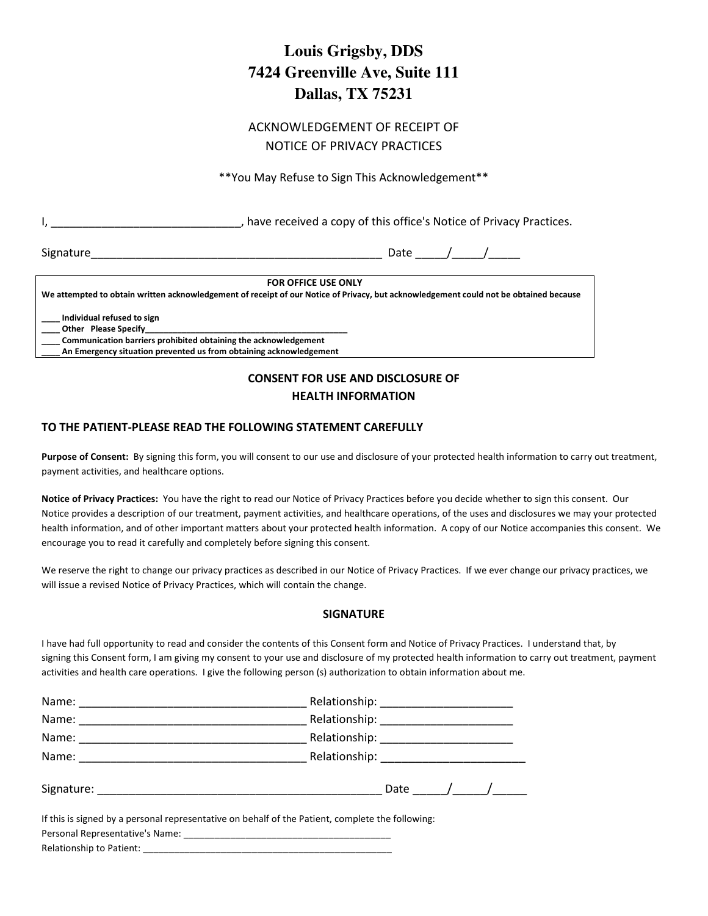# Louis Grigsby, DDS
# 7424 Greenville Ave, Suite 111
# Dallas, TX 75231

ACKNOWLEDGEMENT OF RECEIPT OF
NOTICE OF PRIVACY PRACTICES

**You May Refuse to Sign This Acknowledgement**

I, ______________________________, have received a copy of this office's Notice of Privacy Practices.

Signature_______________________________________________ Date _____/_____/_____

**FOR OFFICE USE ONLY**

**We attempted to obtain written acknowledgement of receipt of our Notice of Privacy, but acknowledgement could not be obtained because**

**____ Individual refused to sign**
**____ Other Please Specify__________________________________________**
**____ Communication barriers prohibited obtaining the acknowledgement**
**____ An Emergency situation prevented us from obtaining acknowledgement**

## CONSENT FOR USE AND DISCLOSURE OF HEALTH INFORMATION

### TO THE PATIENT-PLEASE READ THE FOLLOWING STATEMENT CAREFULLY

**Purpose of Consent:** By signing this form, you will consent to our use and disclosure of your protected health information to carry out treatment, payment activities, and healthcare options.

**Notice of Privacy Practices:** You have the right to read our Notice of Privacy Practices before you decide whether to sign this consent. Our Notice provides a description of our treatment, payment activities, and healthcare operations, of the uses and disclosures we may your protected health information, and of other important matters about your protected health information. A copy of our Notice accompanies this consent. We encourage you to read it carefully and completely before signing this consent.

We reserve the right to change our privacy practices as described in our Notice of Privacy Practices. If we ever change our privacy practices, we will issue a revised Notice of Privacy Practices, which will contain the change.

### SIGNATURE

I have had full opportunity to read and consider the contents of this Consent form and Notice of Privacy Practices. I understand that, by signing this Consent form, I am giving my consent to your use and disclosure of my protected health information to carry out treatment, payment activities and health care operations. I give the following person (s) authorization to obtain information about me.

Name: ___________________________________ Relationship: ____________________
Name: ___________________________________ Relationship: ____________________
Name: ___________________________________ Relationship: ____________________
Name: ___________________________________ Relationship: ______________________

Signature: ____________________________________________ Date _____/_____/_____

If this is signed by a personal representative on behalf of the Patient, complete the following:
Personal Representative's Name: ________________________________________
Relationship to Patient: _______________________________________________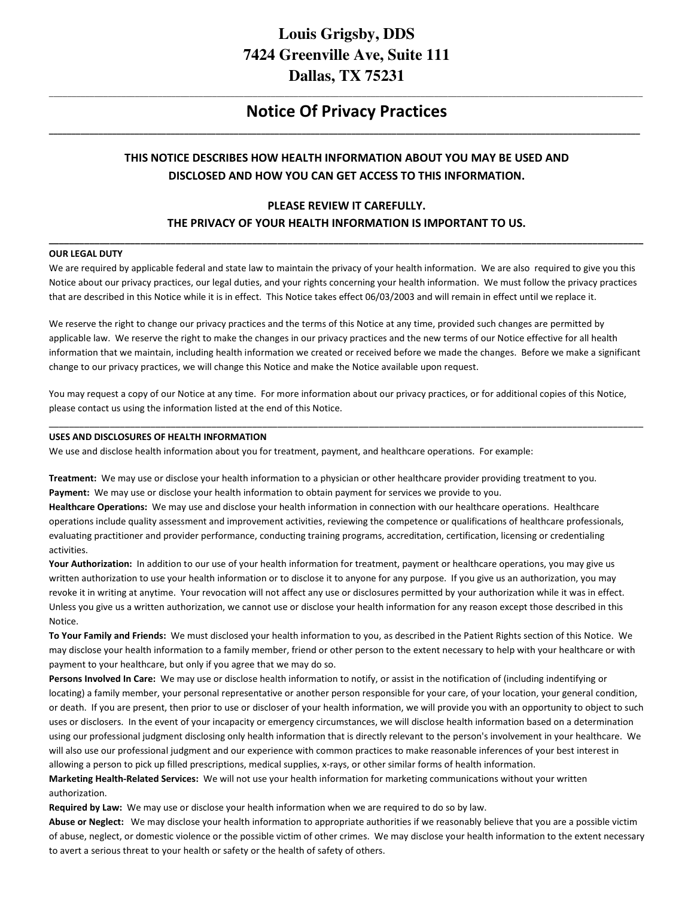# Louis Grigsby, DDS
# 7424 Greenville Ave, Suite 111
# Dallas, TX 75231

---

## Notice Of Privacy Practices

---

### THIS NOTICE DESCRIBES HOW HEALTH INFORMATION ABOUT YOU MAY BE USED AND DISCLOSED AND HOW YOU CAN GET ACCESS TO THIS INFORMATION.

### PLEASE REVIEW IT CAREFULLY.
### THE PRIVACY OF YOUR HEALTH INFORMATION IS IMPORTANT TO US.

---

**OUR LEGAL DUTY**

We are required by applicable federal and state law to maintain the privacy of your health information. We are also required to give you this Notice about our privacy practices, our legal duties, and your rights concerning your health information. We must follow the privacy practices that are described in this Notice while it is in effect. This Notice takes effect 06/03/2003 and will remain in effect until we replace it.

We reserve the right to change our privacy practices and the terms of this Notice at any time, provided such changes are permitted by applicable law. We reserve the right to make the changes in our privacy practices and the new terms of our Notice effective for all health information that we maintain, including health information we created or received before we made the changes. Before we make a significant change to our privacy practices, we will change this Notice and make the Notice available upon request.

You may request a copy of our Notice at any time. For more information about our privacy practices, or for additional copies of this Notice, please contact us using the information listed at the end of this Notice.

---

**USES AND DISCLOSURES OF HEALTH INFORMATION**

We use and disclose health information about you for treatment, payment, and healthcare operations. For example:

**Treatment:** We may use or disclose your health information to a physician or other healthcare provider providing treatment to you.

**Payment:** We may use or disclose your health information to obtain payment for services we provide to you.

**Healthcare Operations:** We may use and disclose your health information in connection with our healthcare operations. Healthcare operations include quality assessment and improvement activities, reviewing the competence or qualifications of healthcare professionals, evaluating practitioner and provider performance, conducting training programs, accreditation, certification, licensing or credentialing activities.

**Your Authorization:** In addition to our use of your health information for treatment, payment or healthcare operations, you may give us written authorization to use your health information or to disclose it to anyone for any purpose. If you give us an authorization, you may revoke it in writing at anytime. Your revocation will not affect any use or disclosures permitted by your authorization while it was in effect. Unless you give us a written authorization, we cannot use or disclose your health information for any reason except those described in this Notice.

**To Your Family and Friends:** We must disclosed your health information to you, as described in the Patient Rights section of this Notice. We may disclose your health information to a family member, friend or other person to the extent necessary to help with your healthcare or with payment to your healthcare, but only if you agree that we may do so.

**Persons Involved In Care:** We may use or disclose health information to notify, or assist in the notification of (including indentifying or locating) a family member, your personal representative or another person responsible for your care, of your location, your general condition, or death. If you are present, then prior to use or discloser of your health information, we will provide you with an opportunity to object to such uses or disclosers. In the event of your incapacity or emergency circumstances, we will disclose health information based on a determination using our professional judgment disclosing only health information that is directly relevant to the person's involvement in your healthcare. We will also use our professional judgment and our experience with common practices to make reasonable inferences of your best interest in allowing a person to pick up filled prescriptions, medical supplies, x-rays, or other similar forms of health information.

**Marketing Health-Related Services:** We will not use your health information for marketing communications without your written authorization.

**Required by Law:** We may use or disclose your health information when we are required to do so by law.

**Abuse or Neglect:** We may disclose your health information to appropriate authorities if we reasonably believe that you are a possible victim of abuse, neglect, or domestic violence or the possible victim of other crimes. We may disclose your health information to the extent necessary to avert a serious threat to your health or safety or the health of safety of others.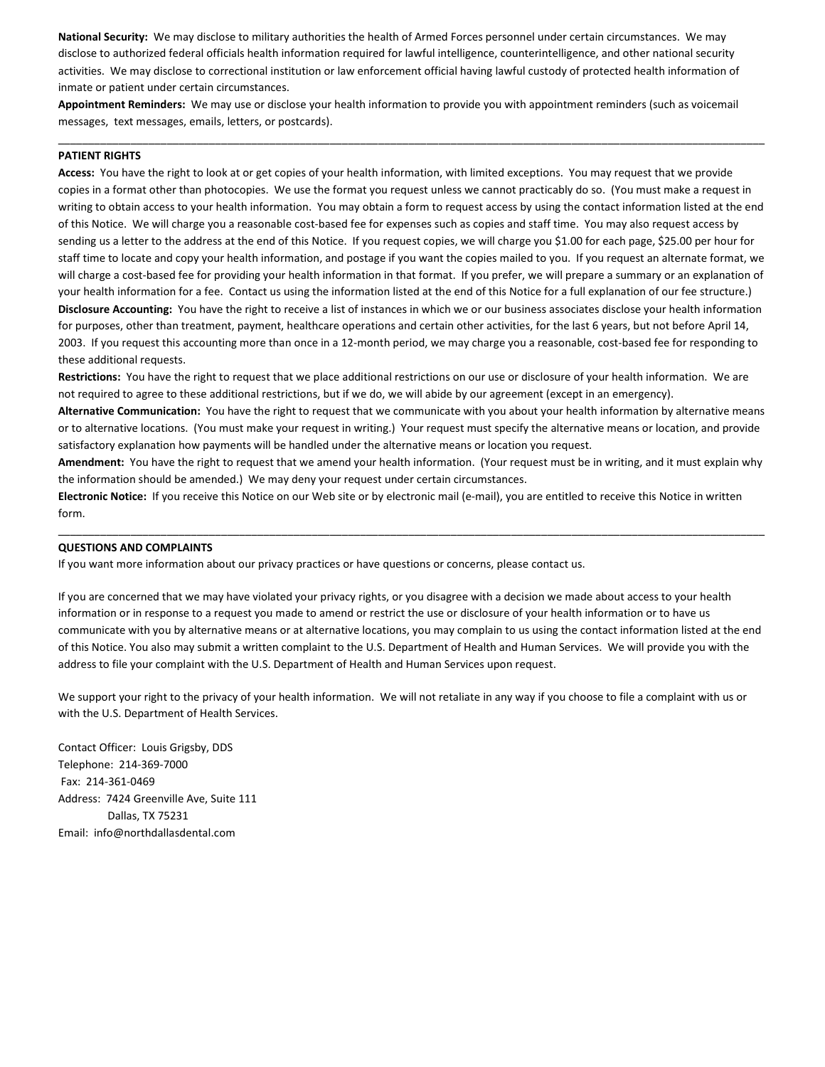**National Security:** We may disclose to military authorities the health of Armed Forces personnel under certain circumstances. We may disclose to authorized federal officials health information required for lawful intelligence, counterintelligence, and other national security activities. We may disclose to correctional institution or law enforcement official having lawful custody of protected health information of inmate or patient under certain circumstances.

**Appointment Reminders:** We may use or disclose your health information to provide you with appointment reminders (such as voicemail messages, text messages, emails, letters, or postcards).

---

**PATIENT RIGHTS**

**Access:** You have the right to look at or get copies of your health information, with limited exceptions. You may request that we provide copies in a format other than photocopies. We use the format you request unless we cannot practicably do so. (You must make a request in writing to obtain access to your health information. You may obtain a form to request access by using the contact information listed at the end of this Notice. We will charge you a reasonable cost-based fee for expenses such as copies and staff time. You may also request access by sending us a letter to the address at the end of this Notice. If you request copies, we will charge you $1.00 for each page, $25.00 per hour for staff time to locate and copy your health information, and postage if you want the copies mailed to you. If you request an alternate format, we will charge a cost-based fee for providing your health information in that format. If you prefer, we will prepare a summary or an explanation of your health information for a fee. Contact us using the information listed at the end of this Notice for a full explanation of our fee structure.)

**Disclosure Accounting:** You have the right to receive a list of instances in which we or our business associates disclose your health information for purposes, other than treatment, payment, healthcare operations and certain other activities, for the last 6 years, but not before April 14, 2003. If you request this accounting more than once in a 12-month period, we may charge you a reasonable, cost-based fee for responding to these additional requests.

**Restrictions:** You have the right to request that we place additional restrictions on our use or disclosure of your health information. We are not required to agree to these additional restrictions, but if we do, we will abide by our agreement (except in an emergency).

**Alternative Communication:** You have the right to request that we communicate with you about your health information by alternative means or to alternative locations. (You must make your request in writing.) Your request must specify the alternative means or location, and provide satisfactory explanation how payments will be handled under the alternative means or location you request.

**Amendment:** You have the right to request that we amend your health information. (Your request must be in writing, and it must explain why the information should be amended.) We may deny your request under certain circumstances.

**Electronic Notice:** If you receive this Notice on our Web site or by electronic mail (e-mail), you are entitled to receive this Notice in written form.

---

**QUESTIONS AND COMPLAINTS**

If you want more information about our privacy practices or have questions or concerns, please contact us.

If you are concerned that we may have violated your privacy rights, or you disagree with a decision we made about access to your health information or in response to a request you made to amend or restrict the use or disclosure of your health information or to have us communicate with you by alternative means or at alternative locations, you may complain to us using the contact information listed at the end of this Notice. You also may submit a written complaint to the U.S. Department of Health and Human Services. We will provide you with the address to file your complaint with the U.S. Department of Health and Human Services upon request.

We support your right to the privacy of your health information. We will not retaliate in any way if you choose to file a complaint with us or with the U.S. Department of Health Services.

Contact Officer: Louis Grigsby, DDS
Telephone: 214-369-7000
Fax: 214-361-0469
Address: 7424 Greenville Ave, Suite 111
Dallas, TX 75231
Email: info@northdallasdental.com